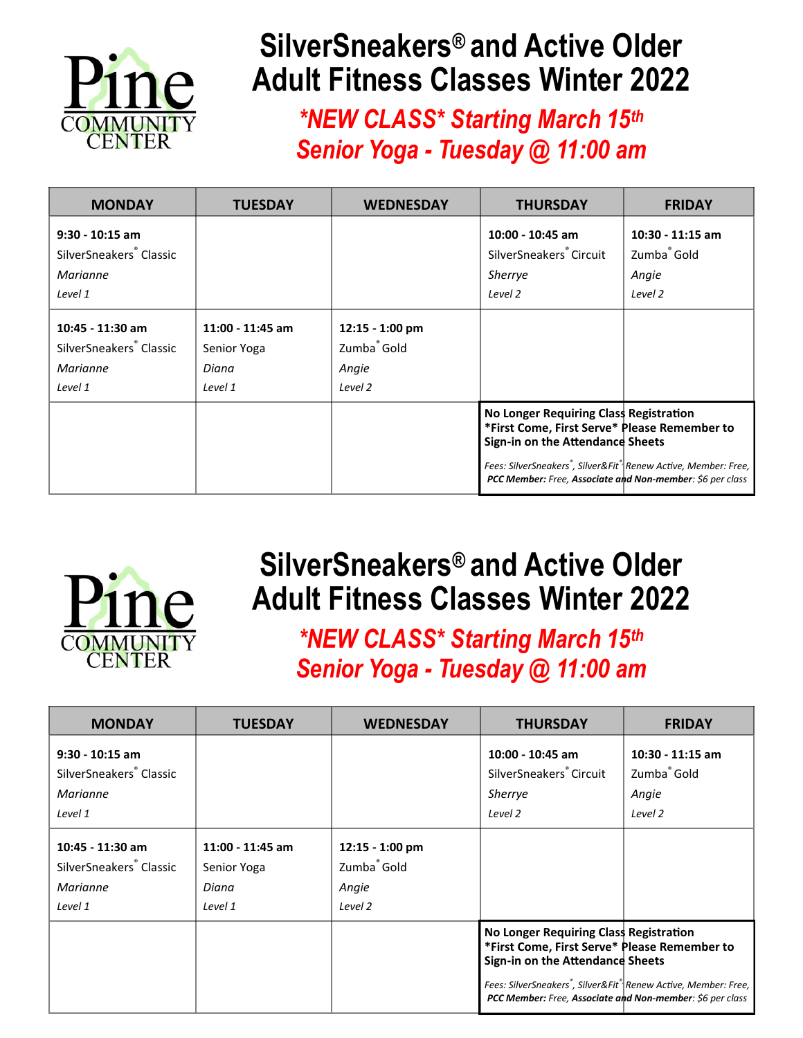Pine COMMUNITY CENTER

# SilverSneakers® and Active Older Adult Fitness Classes Winter 2022

## *NEW CLASS* Starting March 15th
## Senior Yoga - Tuesday @ 11:00 am

| MONDAY | TUESDAY | WEDNESDAY | THURSDAY | FRIDAY |
|---|---|---|---|---|
| **9:30 - 10:15 am**<br>SilverSneakers® Classic<br>*Marianne*<br>*Level 1* | | | **10:00 - 10:45 am**<br>SilverSneakers® Circuit<br>*Sherrye*<br>*Level 2* | **10:30 - 11:15 am**<br>Zumba® Gold<br>*Angie*<br>*Level 2* |
| **10:45 - 11:30 am**<br>SilverSneakers® Classic<br>*Marianne*<br>*Level 1* | **11:00 - 11:45 am**<br>Senior Yoga<br>*Diana*<br>*Level 1* | **12:15 - 1:00 pm**<br>Zumba® Gold<br>*Angie*<br>*Level 2* | | |
| | | | **No Longer Requiring Class Registration *First Come, First Serve* Please Remember to Sign-in on the Attendance Sheets**<br>*Fees: SilverSneakers®, Silver&Fit® Renew Active, Member: Free, **PCC Member:** Free, **Associate and Non-member**: $6 per class* | |

Pine COMMUNITY CENTER

# SilverSneakers® and Active Older Adult Fitness Classes Winter 2022

## *NEW CLASS* Starting March 15th
## Senior Yoga - Tuesday @ 11:00 am

| MONDAY | TUESDAY | WEDNESDAY | THURSDAY | FRIDAY |
|---|---|---|---|---|
| **9:30 - 10:15 am**<br>SilverSneakers® Classic<br>*Marianne*<br>*Level 1* | | | **10:00 - 10:45 am**<br>SilverSneakers® Circuit<br>*Sherrye*<br>*Level 2* | **10:30 - 11:15 am**<br>Zumba® Gold<br>*Angie*<br>*Level 2* |
| **10:45 - 11:30 am**<br>SilverSneakers® Classic<br>*Marianne*<br>*Level 1* | **11:00 - 11:45 am**<br>Senior Yoga<br>*Diana*<br>*Level 1* | **12:15 - 1:00 pm**<br>Zumba® Gold<br>*Angie*<br>*Level 2* | | |
| | | | **No Longer Requiring Class Registration *First Come, First Serve* Please Remember to Sign-in on the Attendance Sheets**<br>*Fees: SilverSneakers®, Silver&Fit® Renew Active, Member: Free, **PCC Member:** Free, **Associate and Non-member**: $6 per class* | |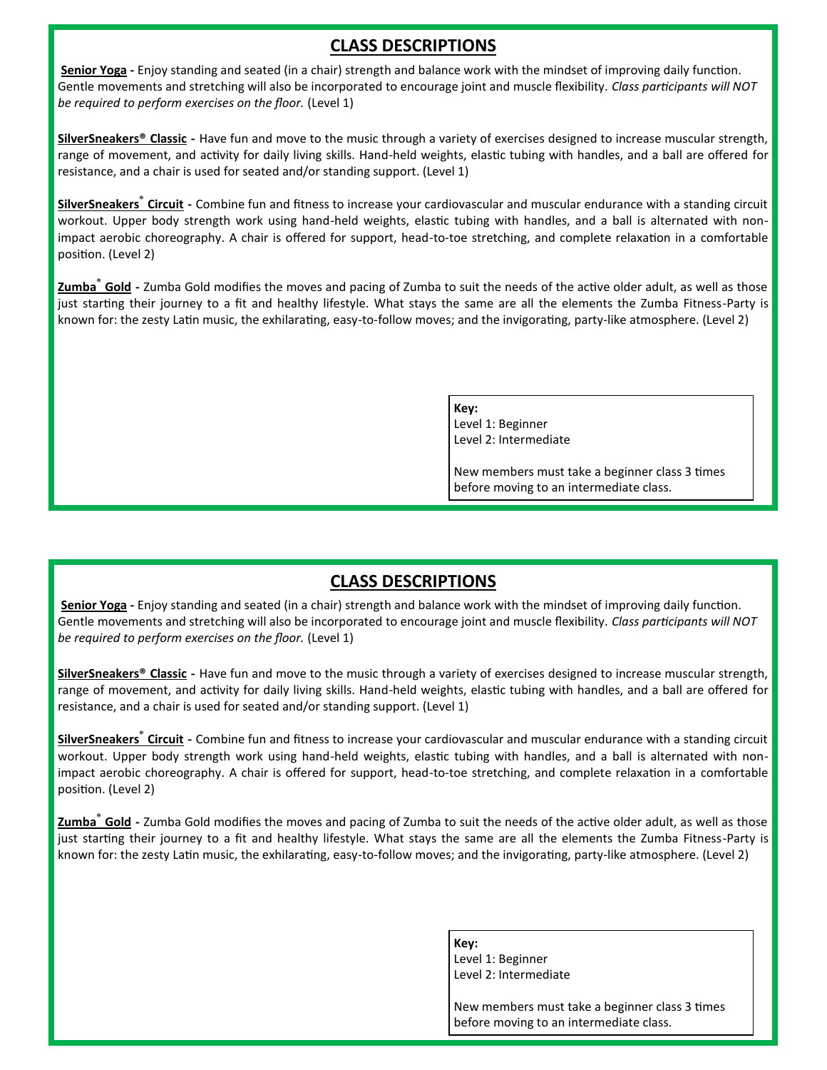## CLASS DESCRIPTIONS

**Senior Yoga -** Enjoy standing and seated (in a chair) strength and balance work with the mindset of improving daily function. Gentle movements and stretching will also be incorporated to encourage joint and muscle flexibility. *Class participants will NOT be required to perform exercises on the floor.* (Level 1)

**SilverSneakers® Classic -** Have fun and move to the music through a variety of exercises designed to increase muscular strength, range of movement, and activity for daily living skills. Hand-held weights, elastic tubing with handles, and a ball are offered for resistance, and a chair is used for seated and/or standing support. (Level 1)

**SilverSneakers® Circuit -** Combine fun and fitness to increase your cardiovascular and muscular endurance with a standing circuit workout. Upper body strength work using hand-held weights, elastic tubing with handles, and a ball is alternated with non-impact aerobic choreography. A chair is offered for support, head-to-toe stretching, and complete relaxation in a comfortable position. (Level 2)

**Zumba® Gold -** Zumba Gold modifies the moves and pacing of Zumba to suit the needs of the active older adult, as well as those just starting their journey to a fit and healthy lifestyle. What stays the same are all the elements the Zumba Fitness-Party is known for: the zesty Latin music, the exhilarating, easy-to-follow moves; and the invigorating, party-like atmosphere. (Level 2)

**Key:**
Level 1: Beginner
Level 2: Intermediate

New members must take a beginner class 3 times before moving to an intermediate class.

## CLASS DESCRIPTIONS

**Senior Yoga -** Enjoy standing and seated (in a chair) strength and balance work with the mindset of improving daily function. Gentle movements and stretching will also be incorporated to encourage joint and muscle flexibility. *Class participants will NOT be required to perform exercises on the floor.* (Level 1)

**SilverSneakers® Classic -** Have fun and move to the music through a variety of exercises designed to increase muscular strength, range of movement, and activity for daily living skills. Hand-held weights, elastic tubing with handles, and a ball are offered for resistance, and a chair is used for seated and/or standing support. (Level 1)

**SilverSneakers® Circuit -** Combine fun and fitness to increase your cardiovascular and muscular endurance with a standing circuit workout. Upper body strength work using hand-held weights, elastic tubing with handles, and a ball is alternated with non-impact aerobic choreography. A chair is offered for support, head-to-toe stretching, and complete relaxation in a comfortable position. (Level 2)

**Zumba® Gold -** Zumba Gold modifies the moves and pacing of Zumba to suit the needs of the active older adult, as well as those just starting their journey to a fit and healthy lifestyle. What stays the same are all the elements the Zumba Fitness-Party is known for: the zesty Latin music, the exhilarating, easy-to-follow moves; and the invigorating, party-like atmosphere. (Level 2)

**Key:**
Level 1: Beginner
Level 2: Intermediate

New members must take a beginner class 3 times before moving to an intermediate class.